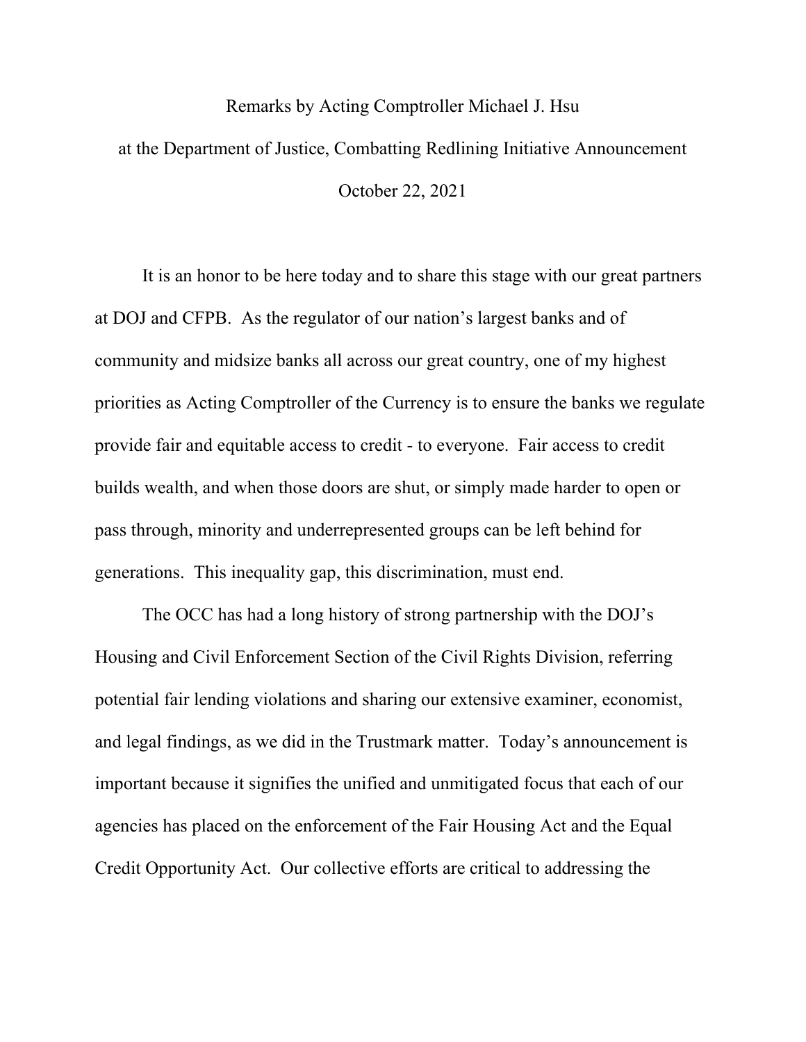Remarks by Acting Comptroller Michael J. Hsu

at the Department of Justice, Combatting Redlining Initiative Announcement

October 22, 2021

It is an honor to be here today and to share this stage with our great partners at DOJ and CFPB. As the regulator of our nation's largest banks and of community and midsize banks all across our great country, one of my highest priorities as Acting Comptroller of the Currency is to ensure the banks we regulate provide fair and equitable access to credit - to everyone. Fair access to credit builds wealth, and when those doors are shut, or simply made harder to open or pass through, minority and underrepresented groups can be left behind for generations. This inequality gap, this discrimination, must end.

The OCC has had a long history of strong partnership with the DOJ's Housing and Civil Enforcement Section of the Civil Rights Division, referring potential fair lending violations and sharing our extensive examiner, economist, and legal findings, as we did in the Trustmark matter. Today's announcement is important because it signifies the unified and unmitigated focus that each of our agencies has placed on the enforcement of the Fair Housing Act and the Equal Credit Opportunity Act. Our collective efforts are critical to addressing the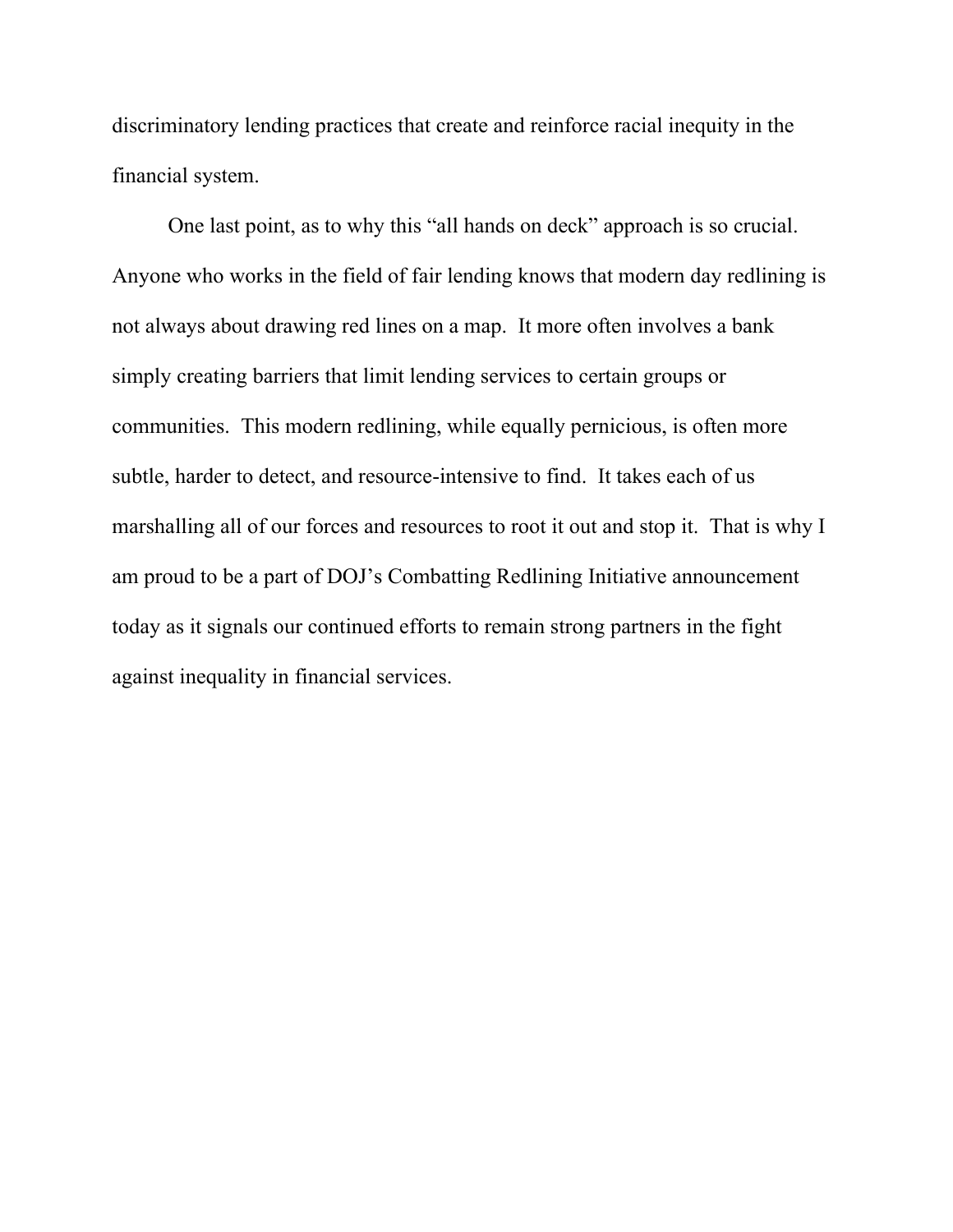discriminatory lending practices that create and reinforce racial inequity in the financial system.

One last point, as to why this "all hands on deck" approach is so crucial. Anyone who works in the field of fair lending knows that modern day redlining is not always about drawing red lines on a map. It more often involves a bank simply creating barriers that limit lending services to certain groups or communities. This modern redlining, while equally pernicious, is often more subtle, harder to detect, and resource-intensive to find. It takes each of us marshalling all of our forces and resources to root it out and stop it. That is why I am proud to be a part of DOJ's Combatting Redlining Initiative announcement today as it signals our continued efforts to remain strong partners in the fight against inequality in financial services.